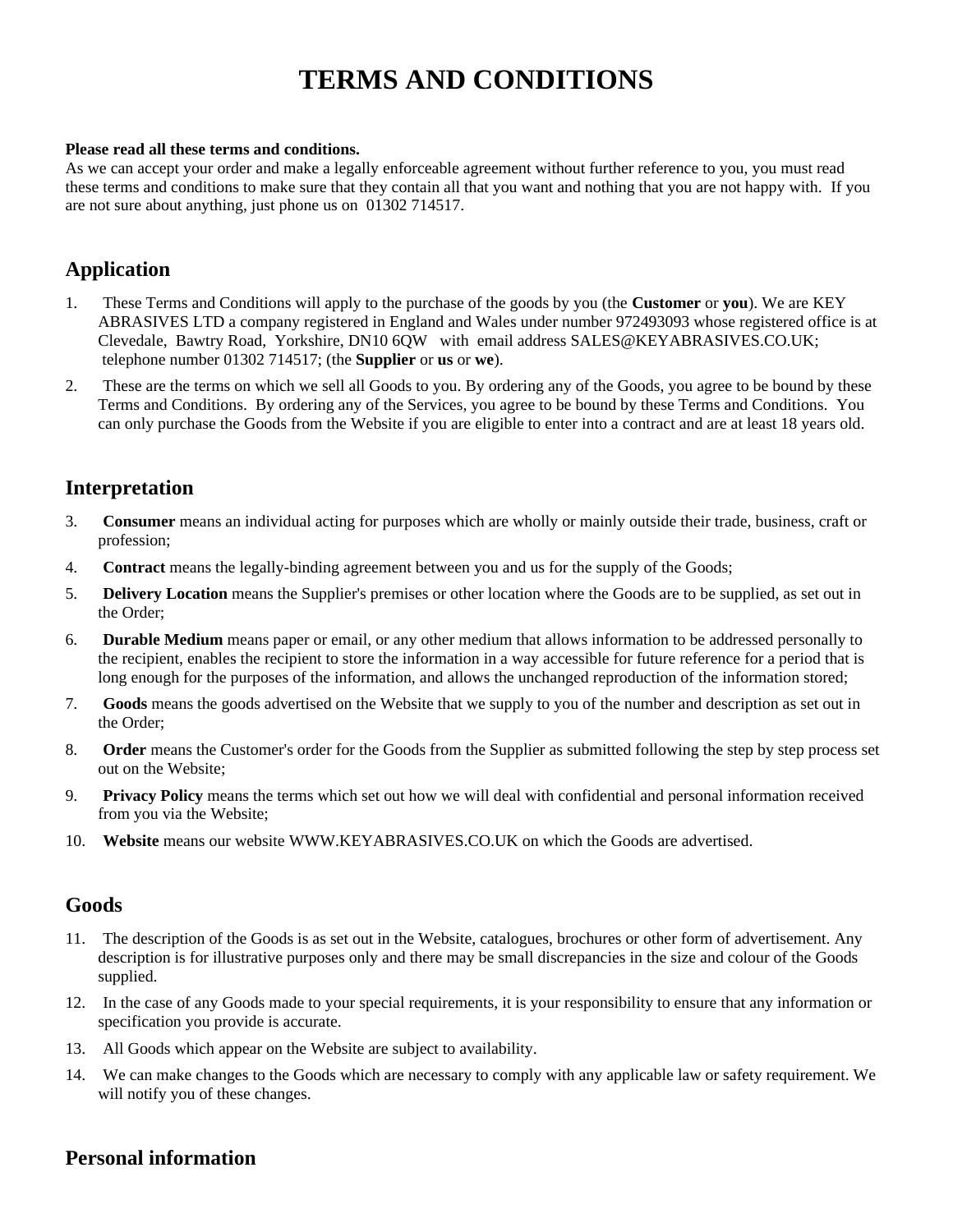# TERMS AND CONDITIONS

**Please read all these terms and conditions.**
As we can accept your order and make a legally enforceable agreement without further reference to you, you must read these terms and conditions to make sure that they contain all that you want and nothing that you are not happy with. If you are not sure about anything, just phone us on 01302 714517.

## Application

1. These Terms and Conditions will apply to the purchase of the goods by you (the **Customer** or **you**). We are KEY ABRASIVES LTD a company registered in England and Wales under number 972493093 whose registered office is at Clevedale, Bawtry Road, Yorkshire, DN10 6QW with email address SALES@KEYABRASIVES.CO.UK; telephone number 01302 714517; (the **Supplier** or **us** or **we**).
2. These are the terms on which we sell all Goods to you. By ordering any of the Goods, you agree to be bound by these Terms and Conditions. By ordering any of the Services, you agree to be bound by these Terms and Conditions. You can only purchase the Goods from the Website if you are eligible to enter into a contract and are at least 18 years old.

## Interpretation

3. **Consumer** means an individual acting for purposes which are wholly or mainly outside their trade, business, craft or profession;
4. **Contract** means the legally-binding agreement between you and us for the supply of the Goods;
5. **Delivery Location** means the Supplier's premises or other location where the Goods are to be supplied, as set out in the Order;
6. **Durable Medium** means paper or email, or any other medium that allows information to be addressed personally to the recipient, enables the recipient to store the information in a way accessible for future reference for a period that is long enough for the purposes of the information, and allows the unchanged reproduction of the information stored;
7. **Goods** means the goods advertised on the Website that we supply to you of the number and description as set out in the Order;
8. **Order** means the Customer's order for the Goods from the Supplier as submitted following the step by step process set out on the Website;
9. **Privacy Policy** means the terms which set out how we will deal with confidential and personal information received from you via the Website;
10. **Website** means our website WWW.KEYABRASIVES.CO.UK on which the Goods are advertised.

## Goods

11. The description of the Goods is as set out in the Website, catalogues, brochures or other form of advertisement. Any description is for illustrative purposes only and there may be small discrepancies in the size and colour of the Goods supplied.
12. In the case of any Goods made to your special requirements, it is your responsibility to ensure that any information or specification you provide is accurate.
13. All Goods which appear on the Website are subject to availability.
14. We can make changes to the Goods which are necessary to comply with any applicable law or safety requirement. We will notify you of these changes.

## Personal information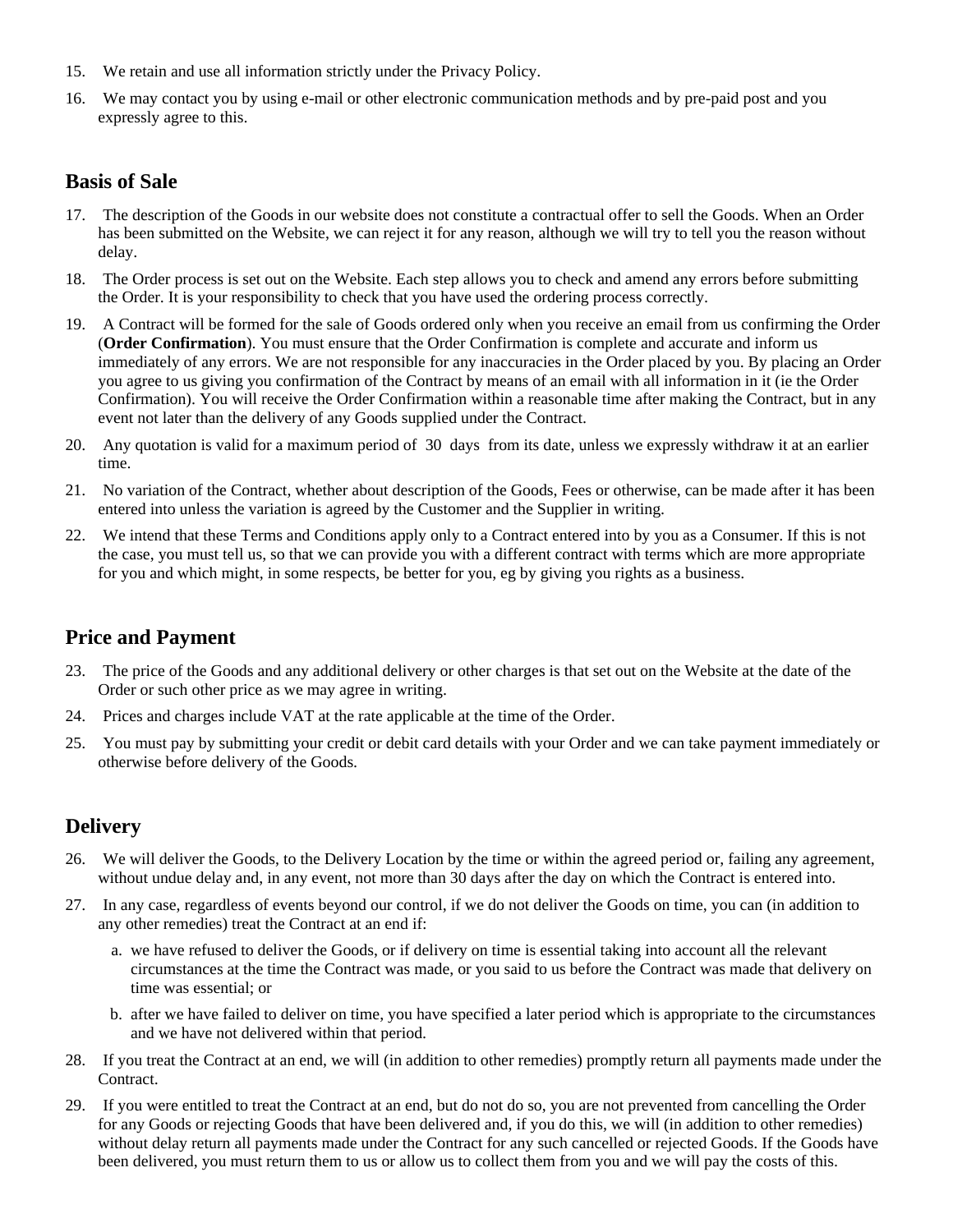15. We retain and use all information strictly under the Privacy Policy.
16. We may contact you by using e-mail or other electronic communication methods and by pre-paid post and you expressly agree to this.

## Basis of Sale

17. The description of the Goods in our website does not constitute a contractual offer to sell the Goods. When an Order has been submitted on the Website, we can reject it for any reason, although we will try to tell you the reason without delay.
18. The Order process is set out on the Website. Each step allows you to check and amend any errors before submitting the Order. It is your responsibility to check that you have used the ordering process correctly.
19. A Contract will be formed for the sale of Goods ordered only when you receive an email from us confirming the Order (**Order Confirmation**). You must ensure that the Order Confirmation is complete and accurate and inform us immediately of any errors. We are not responsible for any inaccuracies in the Order placed by you. By placing an Order you agree to us giving you confirmation of the Contract by means of an email with all information in it (ie the Order Confirmation). You will receive the Order Confirmation within a reasonable time after making the Contract, but in any event not later than the delivery of any Goods supplied under the Contract.
20. Any quotation is valid for a maximum period of 30 days from its date, unless we expressly withdraw it at an earlier time.
21. No variation of the Contract, whether about description of the Goods, Fees or otherwise, can be made after it has been entered into unless the variation is agreed by the Customer and the Supplier in writing.
22. We intend that these Terms and Conditions apply only to a Contract entered into by you as a Consumer. If this is not the case, you must tell us, so that we can provide you with a different contract with terms which are more appropriate for you and which might, in some respects, be better for you, eg by giving you rights as a business.

## Price and Payment

23. The price of the Goods and any additional delivery or other charges is that set out on the Website at the date of the Order or such other price as we may agree in writing.
24. Prices and charges include VAT at the rate applicable at the time of the Order.
25. You must pay by submitting your credit or debit card details with your Order and we can take payment immediately or otherwise before delivery of the Goods.

## Delivery

26. We will deliver the Goods, to the Delivery Location by the time or within the agreed period or, failing any agreement, without undue delay and, in any event, not more than 30 days after the day on which the Contract is entered into.
27. In any case, regardless of events beyond our control, if we do not deliver the Goods on time, you can (in addition to any other remedies) treat the Contract at an end if:
    a. we have refused to deliver the Goods, or if delivery on time is essential taking into account all the relevant circumstances at the time the Contract was made, or you said to us before the Contract was made that delivery on time was essential; or
    b. after we have failed to deliver on time, you have specified a later period which is appropriate to the circumstances and we have not delivered within that period.
28. If you treat the Contract at an end, we will (in addition to other remedies) promptly return all payments made under the Contract.
29. If you were entitled to treat the Contract at an end, but do not do so, you are not prevented from cancelling the Order for any Goods or rejecting Goods that have been delivered and, if you do this, we will (in addition to other remedies) without delay return all payments made under the Contract for any such cancelled or rejected Goods. If the Goods have been delivered, you must return them to us or allow us to collect them from you and we will pay the costs of this.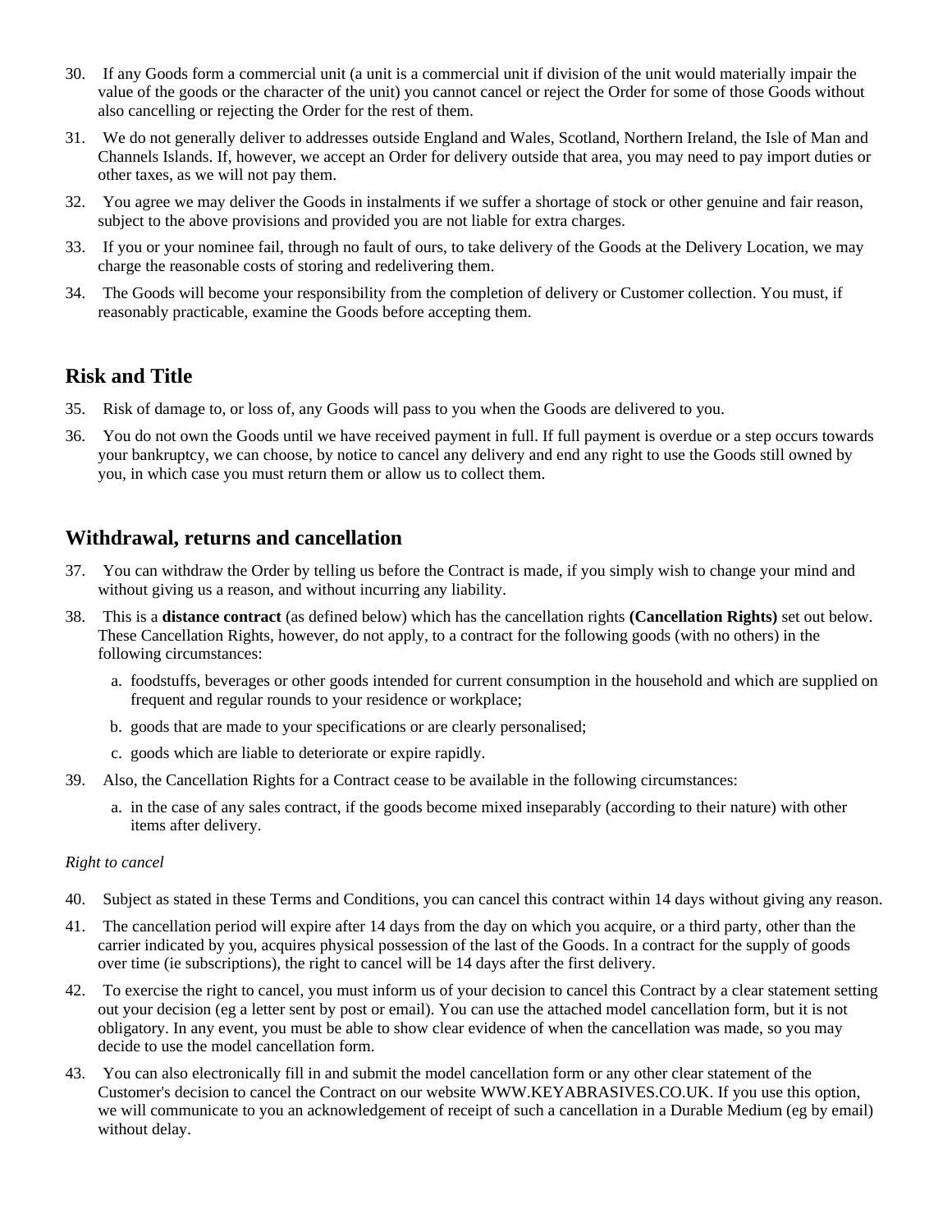30. If any Goods form a commercial unit (a unit is a commercial unit if division of the unit would materially impair the value of the goods or the character of the unit) you cannot cancel or reject the Order for some of those Goods without also cancelling or rejecting the Order for the rest of them.
31. We do not generally deliver to addresses outside England and Wales, Scotland, Northern Ireland, the Isle of Man and Channels Islands. If, however, we accept an Order for delivery outside that area, you may need to pay import duties or other taxes, as we will not pay them.
32. You agree we may deliver the Goods in instalments if we suffer a shortage of stock or other genuine and fair reason, subject to the above provisions and provided you are not liable for extra charges.
33. If you or your nominee fail, through no fault of ours, to take delivery of the Goods at the Delivery Location, we may charge the reasonable costs of storing and redelivering them.
34. The Goods will become your responsibility from the completion of delivery or Customer collection. You must, if reasonably practicable, examine the Goods before accepting them.

## Risk and Title

35. Risk of damage to, or loss of, any Goods will pass to you when the Goods are delivered to you.
36. You do not own the Goods until we have received payment in full. If full payment is overdue or a step occurs towards your bankruptcy, we can choose, by notice to cancel any delivery and end any right to use the Goods still owned by you, in which case you must return them or allow us to collect them.

## Withdrawal, returns and cancellation

37. You can withdraw the Order by telling us before the Contract is made, if you simply wish to change your mind and without giving us a reason, and without incurring any liability.
38. This is a **distance contract** (as defined below) which has the cancellation rights **(Cancellation Rights)** set out below. These Cancellation Rights, however, do not apply, to a contract for the following goods (with no others) in the following circumstances:
    a. foodstuffs, beverages or other goods intended for current consumption in the household and which are supplied on frequent and regular rounds to your residence or workplace;
    b. goods that are made to your specifications or are clearly personalised;
    c. goods which are liable to deteriorate or expire rapidly.
39. Also, the Cancellation Rights for a Contract cease to be available in the following circumstances:
    a. in the case of any sales contract, if the goods become mixed inseparably (according to their nature) with other items after delivery.

*Right to cancel*

40. Subject as stated in these Terms and Conditions, you can cancel this contract within 14 days without giving any reason.
41. The cancellation period will expire after 14 days from the day on which you acquire, or a third party, other than the carrier indicated by you, acquires physical possession of the last of the Goods. In a contract for the supply of goods over time (ie subscriptions), the right to cancel will be 14 days after the first delivery.
42. To exercise the right to cancel, you must inform us of your decision to cancel this Contract by a clear statement setting out your decision (eg a letter sent by post or email). You can use the attached model cancellation form, but it is not obligatory. In any event, you must be able to show clear evidence of when the cancellation was made, so you may decide to use the model cancellation form.
43. You can also electronically fill in and submit the model cancellation form or any other clear statement of the Customer's decision to cancel the Contract on our website WWW.KEYABRASIVES.CO.UK. If you use this option, we will communicate to you an acknowledgement of receipt of such a cancellation in a Durable Medium (eg by email) without delay.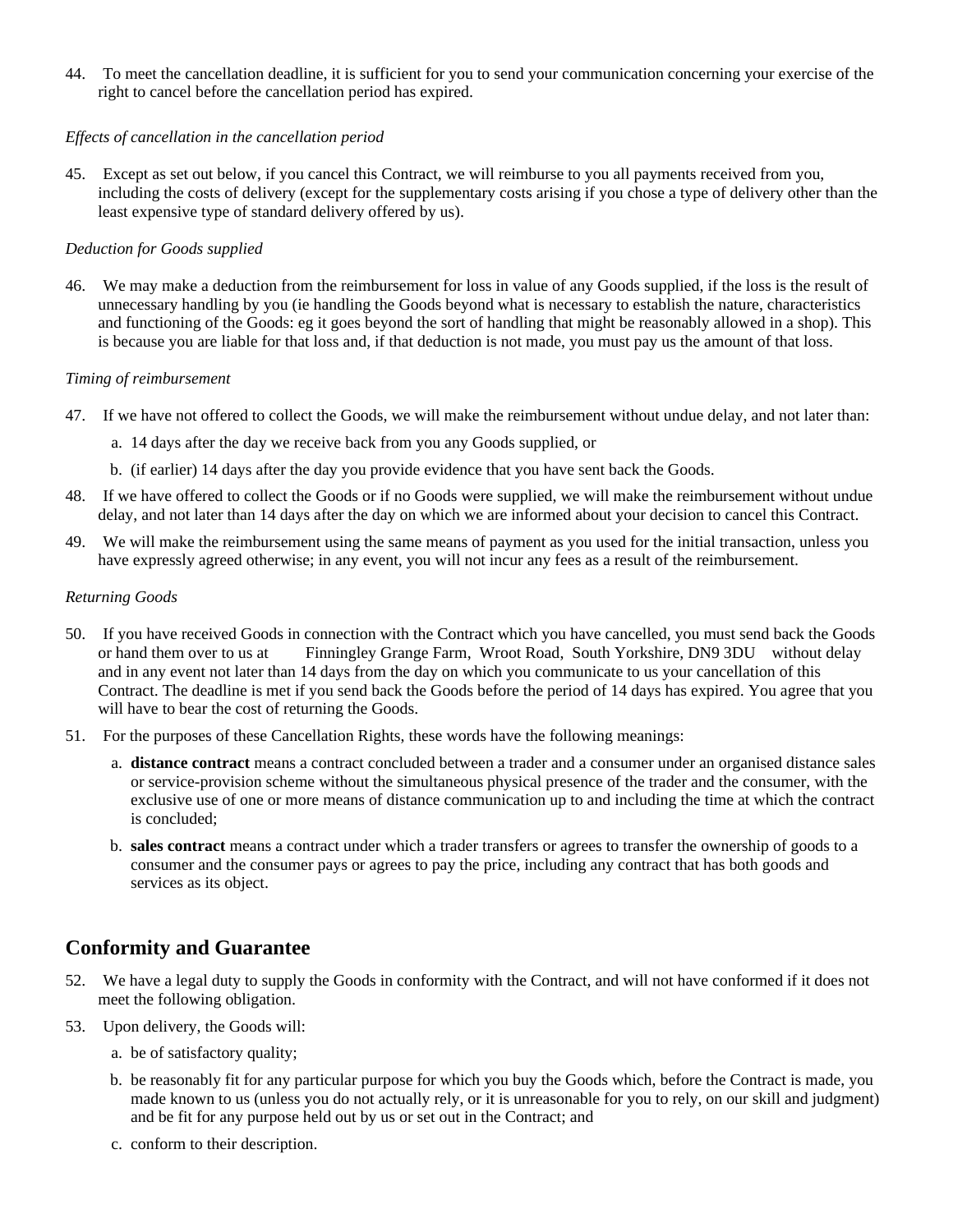44. To meet the cancellation deadline, it is sufficient for you to send your communication concerning your exercise of the right to cancel before the cancellation period has expired.

*Effects of cancellation in the cancellation period*

45. Except as set out below, if you cancel this Contract, we will reimburse to you all payments received from you, including the costs of delivery (except for the supplementary costs arising if you chose a type of delivery other than the least expensive type of standard delivery offered by us).

*Deduction for Goods supplied*

46. We may make a deduction from the reimbursement for loss in value of any Goods supplied, if the loss is the result of unnecessary handling by you (ie handling the Goods beyond what is necessary to establish the nature, characteristics and functioning of the Goods: eg it goes beyond the sort of handling that might be reasonably allowed in a shop). This is because you are liable for that loss and, if that deduction is not made, you must pay us the amount of that loss.

*Timing of reimbursement*

47. If we have not offered to collect the Goods, we will make the reimbursement without undue delay, and not later than:
    a. 14 days after the day we receive back from you any Goods supplied, or
    b. (if earlier) 14 days after the day you provide evidence that you have sent back the Goods.

48. If we have offered to collect the Goods or if no Goods were supplied, we will make the reimbursement without undue delay, and not later than 14 days after the day on which we are informed about your decision to cancel this Contract.

49. We will make the reimbursement using the same means of payment as you used for the initial transaction, unless you have expressly agreed otherwise; in any event, you will not incur any fees as a result of the reimbursement.

*Returning Goods*

50. If you have received Goods in connection with the Contract which you have cancelled, you must send back the Goods or hand them over to us at Finningley Grange Farm, Wroot Road, South Yorkshire, DN9 3DU without delay and in any event not later than 14 days from the day on which you communicate to us your cancellation of this Contract. The deadline is met if you send back the Goods before the period of 14 days has expired. You agree that you will have to bear the cost of returning the Goods.

51. For the purposes of these Cancellation Rights, these words have the following meanings:
    a. **distance contract** means a contract concluded between a trader and a consumer under an organised distance sales or service-provision scheme without the simultaneous physical presence of the trader and the consumer, with the exclusive use of one or more means of distance communication up to and including the time at which the contract is concluded;
    b. **sales contract** means a contract under which a trader transfers or agrees to transfer the ownership of goods to a consumer and the consumer pays or agrees to pay the price, including any contract that has both goods and services as its object.

## Conformity and Guarantee

52. We have a legal duty to supply the Goods in conformity with the Contract, and will not have conformed if it does not meet the following obligation.

53. Upon delivery, the Goods will:
    a. be of satisfactory quality;
    b. be reasonably fit for any particular purpose for which you buy the Goods which, before the Contract is made, you made known to us (unless you do not actually rely, or it is unreasonable for you to rely, on our skill and judgment) and be fit for any purpose held out by us or set out in the Contract; and
    c. conform to their description.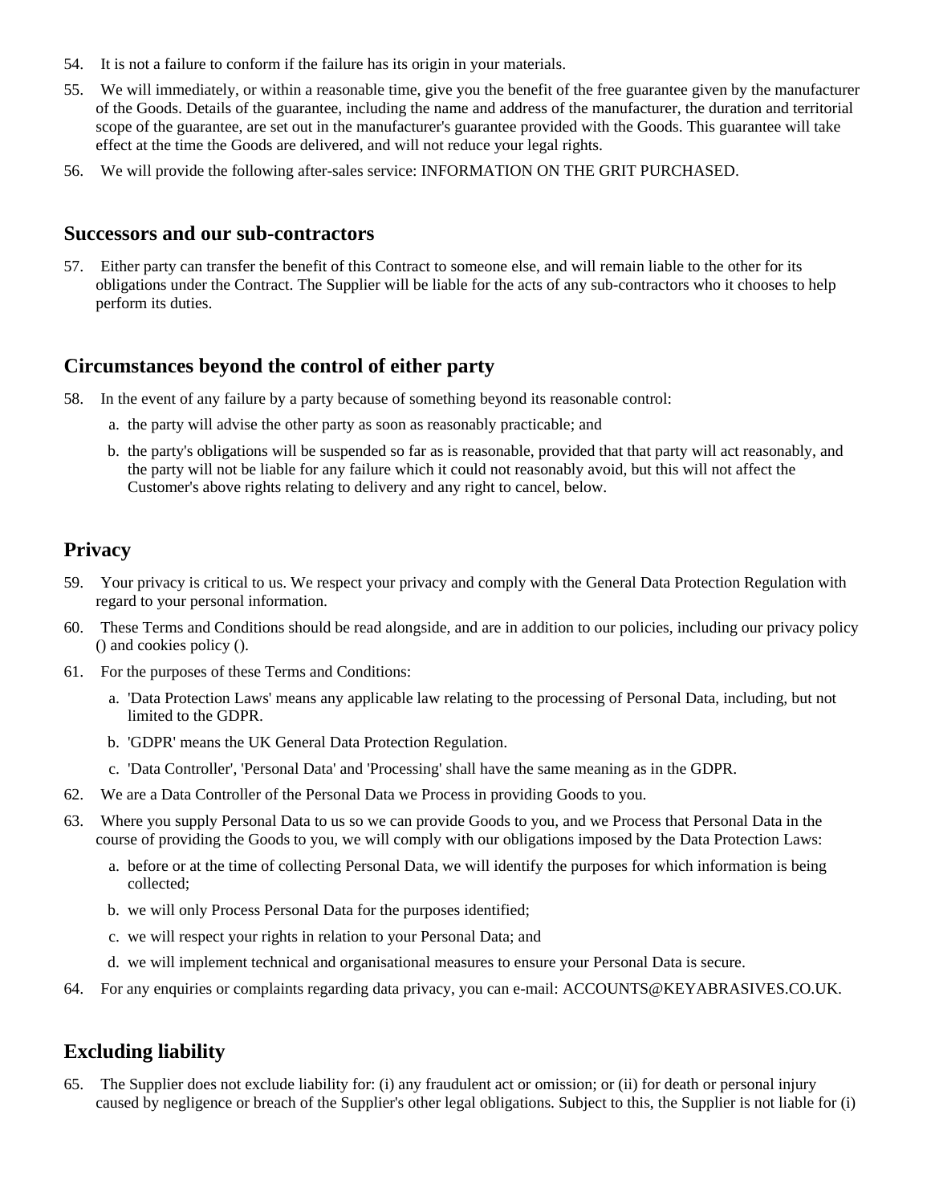54. It is not a failure to conform if the failure has its origin in your materials.

55. We will immediately, or within a reasonable time, give you the benefit of the free guarantee given by the manufacturer of the Goods. Details of the guarantee, including the name and address of the manufacturer, the duration and territorial scope of the guarantee, are set out in the manufacturer's guarantee provided with the Goods. This guarantee will take effect at the time the Goods are delivered, and will not reduce your legal rights.

56. We will provide the following after-sales service: INFORMATION ON THE GRIT PURCHASED.

## Successors and our sub-contractors

57. Either party can transfer the benefit of this Contract to someone else, and will remain liable to the other for its obligations under the Contract. The Supplier will be liable for the acts of any sub-contractors who it chooses to help perform its duties.

## Circumstances beyond the control of either party

58. In the event of any failure by a party because of something beyond its reasonable control:

    a. the party will advise the other party as soon as reasonably practicable; and

    b. the party's obligations will be suspended so far as is reasonable, provided that that party will act reasonably, and the party will not be liable for any failure which it could not reasonably avoid, but this will not affect the Customer's above rights relating to delivery and any right to cancel, below.

## Privacy

59. Your privacy is critical to us. We respect your privacy and comply with the General Data Protection Regulation with regard to your personal information.

60. These Terms and Conditions should be read alongside, and are in addition to our policies, including our privacy policy () and cookies policy ().

61. For the purposes of these Terms and Conditions:

    a. 'Data Protection Laws' means any applicable law relating to the processing of Personal Data, including, but not limited to the GDPR.

    b. 'GDPR' means the UK General Data Protection Regulation.

    c. 'Data Controller', 'Personal Data' and 'Processing' shall have the same meaning as in the GDPR.

62. We are a Data Controller of the Personal Data we Process in providing Goods to you.

63. Where you supply Personal Data to us so we can provide Goods to you, and we Process that Personal Data in the course of providing the Goods to you, we will comply with our obligations imposed by the Data Protection Laws:

    a. before or at the time of collecting Personal Data, we will identify the purposes for which information is being collected;

    b. we will only Process Personal Data for the purposes identified;

    c. we will respect your rights in relation to your Personal Data; and

    d. we will implement technical and organisational measures to ensure your Personal Data is secure.

64. For any enquiries or complaints regarding data privacy, you can e-mail: ACCOUNTS@KEYABRASIVES.CO.UK.

## Excluding liability

65. The Supplier does not exclude liability for: (i) any fraudulent act or omission; or (ii) for death or personal injury caused by negligence or breach of the Supplier's other legal obligations. Subject to this, the Supplier is not liable for (i)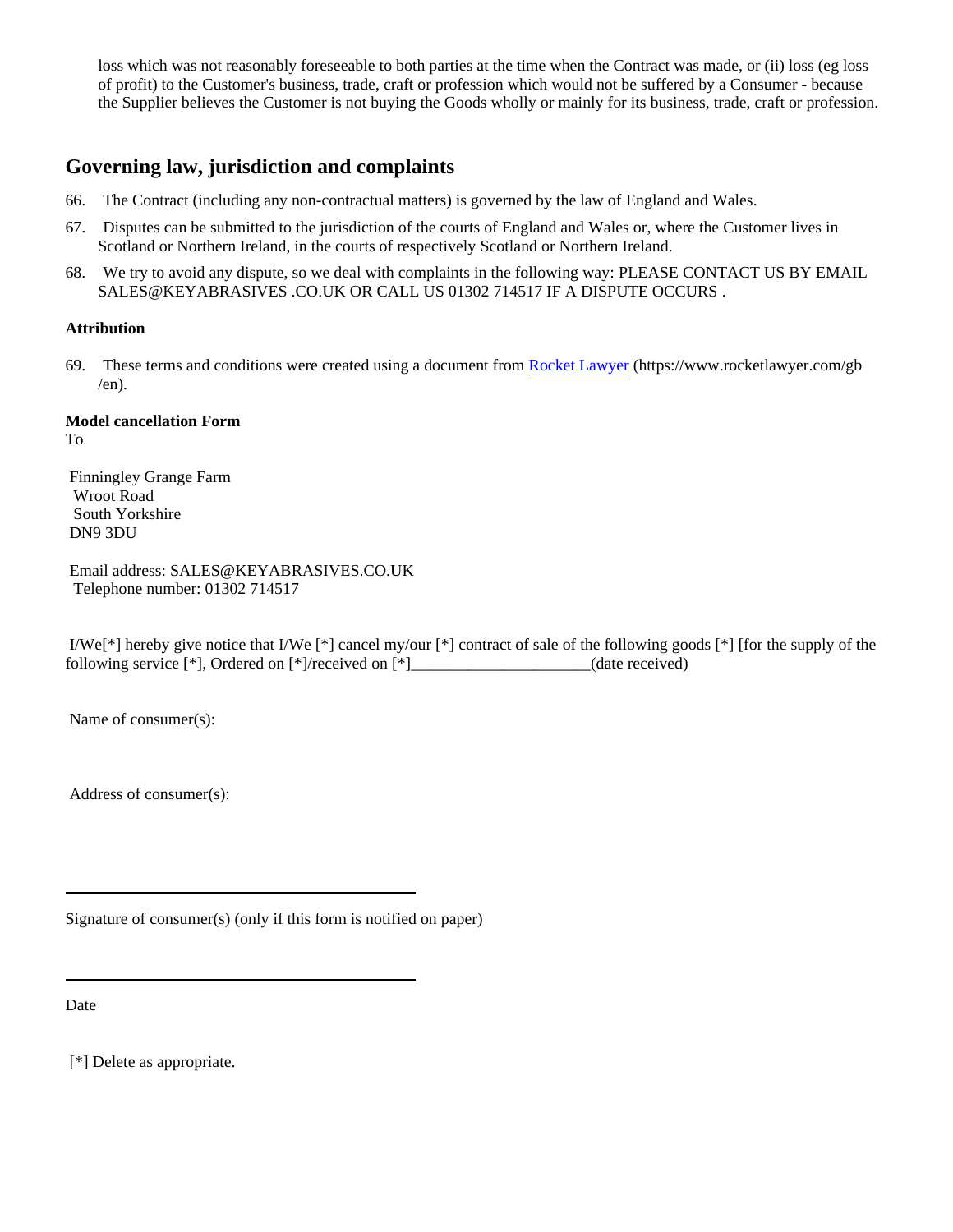loss which was not reasonably foreseeable to both parties at the time when the Contract was made, or (ii) loss (eg loss of profit) to the Customer's business, trade, craft or profession which would not be suffered by a Consumer - because the Supplier believes the Customer is not buying the Goods wholly or mainly for its business, trade, craft or profession.

## Governing law, jurisdiction and complaints

66. The Contract (including any non-contractual matters) is governed by the law of England and Wales.
67. Disputes can be submitted to the jurisdiction of the courts of England and Wales or, where the Customer lives in Scotland or Northern Ireland, in the courts of respectively Scotland or Northern Ireland.
68. We try to avoid any dispute, so we deal with complaints in the following way: PLEASE CONTACT US BY EMAIL SALES@KEYABRASIVES .CO.UK OR CALL US 01302 714517 IF A DISPUTE OCCURS .

**Attribution**

69. These terms and conditions were created using a document from Rocket Lawyer (https://www.rocketlawyer.com/gb/en).

**Model cancellation Form**

To

Finningley Grange Farm
Wroot Road
South Yorkshire
DN9 3DU

Email address: SALES@KEYABRASIVES.CO.UK
Telephone number: 01302 714517

I/We[*] hereby give notice that I/We [*] cancel my/our [*] contract of sale of the following goods [*] [for the supply of the following service [*], Ordered on [*]/received on [*]______________________(date received)

Name of consumer(s):

Address of consumer(s):

_______________________________________

Signature of consumer(s) (only if this form is notified on paper)

_______________________________________

Date

[*] Delete as appropriate.